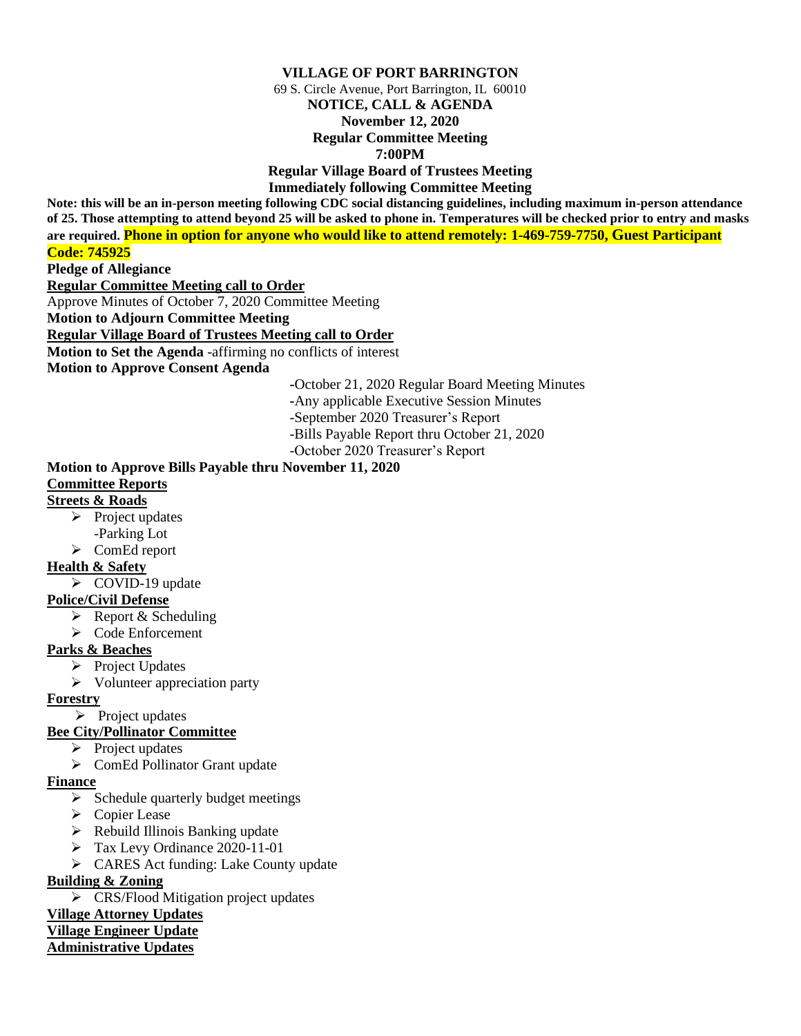**VILLAGE OF PORT BARRINGTON**

69 S. Circle Avenue, Port Barrington, IL 60010

**NOTICE, CALL & AGENDA**

**November 12, 2020**

**Regular Committee Meeting**

**7:00PM**

**Regular Village Board of Trustees Meeting**

**Immediately following Committee Meeting**

**Note: this will be an in-person meeting following CDC social distancing guidelines, including maximum in-person attendance of 25. Those attempting to attend beyond 25 will be asked to phone in. Temperatures will be checked prior to entry and masks are required. Phone in option for anyone who would like to attend remotely: 1-469-759-7750, Guest Participant Code: 745925**

**Pledge of Allegiance**

**Regular Committee Meeting call to Order**

Approve Minutes of October 7, 2020 Committee Meeting

**Motion to Adjourn Committee Meeting**

**Regular Village Board of Trustees Meeting call to Order**

**Motion to Set the Agenda** -affirming no conflicts of interest

**Motion to Approve Consent Agenda**

- October 21, 2020 Regular Board Meeting Minutes
- Any applicable Executive Session Minutes
- September 2020 Treasurer's Report
- Bills Payable Report thru October 21, 2020
- October 2020 Treasurer's Report

**Motion to Approve Bills Payable thru November 11, 2020**

**Committee Reports**

**Streets & Roads**

- Project updates
  - Parking Lot
- ComEd report

**Health & Safety**

- COVID-19 update

**Police/Civil Defense**

- Report & Scheduling
- Code Enforcement

**Parks & Beaches**

- Project Updates
- Volunteer appreciation party

**Forestry**

- Project updates

**Bee City/Pollinator Committee**

- Project updates
- ComEd Pollinator Grant update

**Finance**

- Schedule quarterly budget meetings
- Copier Lease
- Rebuild Illinois Banking update
- Tax Levy Ordinance 2020-11-01
- CARES Act funding: Lake County update

**Building & Zoning**

- CRS/Flood Mitigation project updates

**Village Attorney Updates**

**Village Engineer Update**

**Administrative Updates**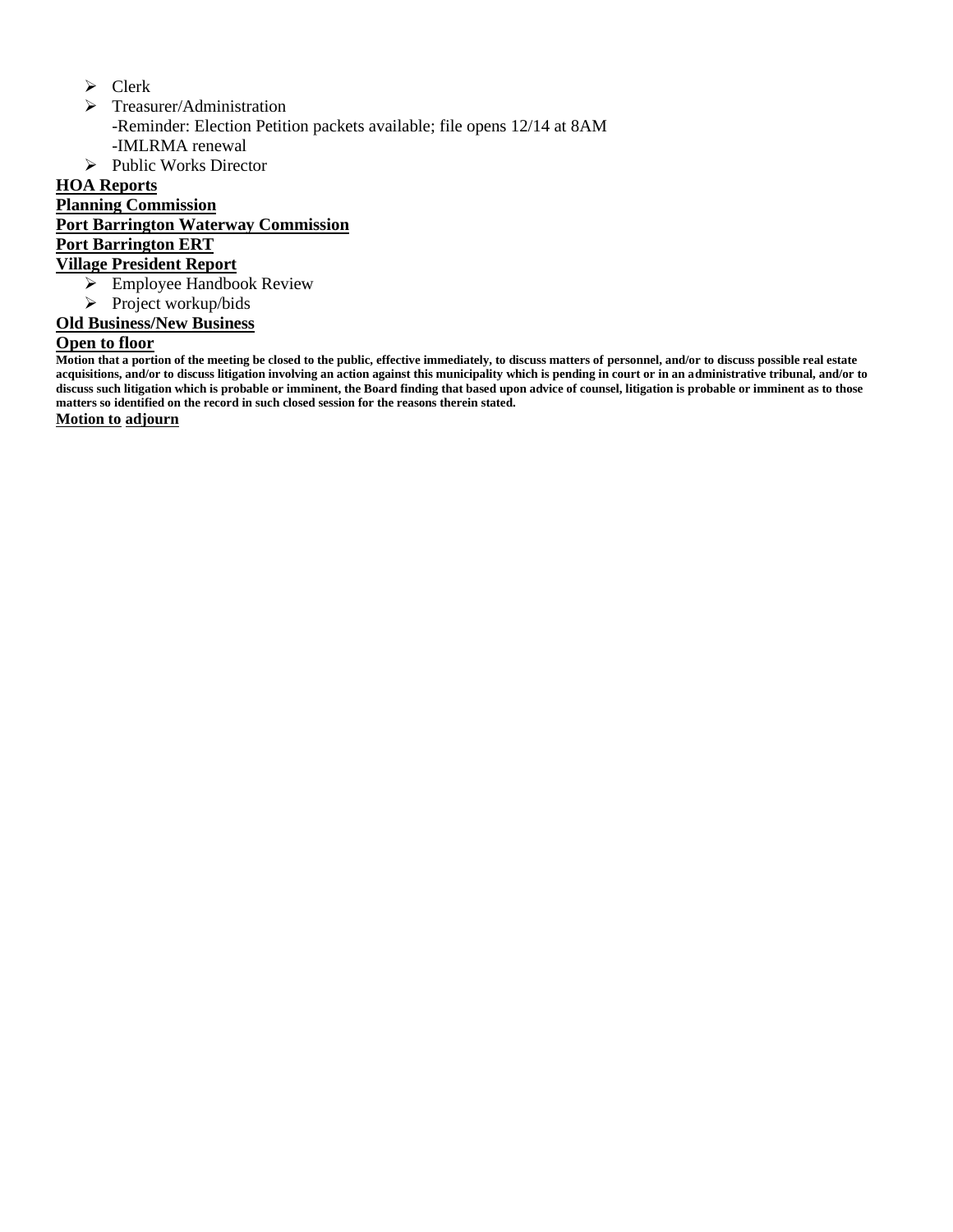- Clerk
- Treasurer/Administration
  -Reminder: Election Petition packets available; file opens 12/14 at 8AM
  -IMLRMA renewal
- Public Works Director

**HOA Reports**

**Planning Commission**

**Port Barrington Waterway Commission**

**Port Barrington ERT**

**Village President Report**

- Employee Handbook Review
- Project workup/bids

**Old Business/New Business**

**Open to floor**

**Motion that a portion of the meeting be closed to the public, effective immediately, to discuss matters of personnel, and/or to discuss possible real estate acquisitions, and/or to discuss litigation involving an action against this municipality which is pending in court or in an administrative tribunal, and/or to discuss such litigation which is probable or imminent, the Board finding that based upon advice of counsel, litigation is probable or imminent as to those matters so identified on the record in such closed session for the reasons therein stated.**

**Motion to adjourn**